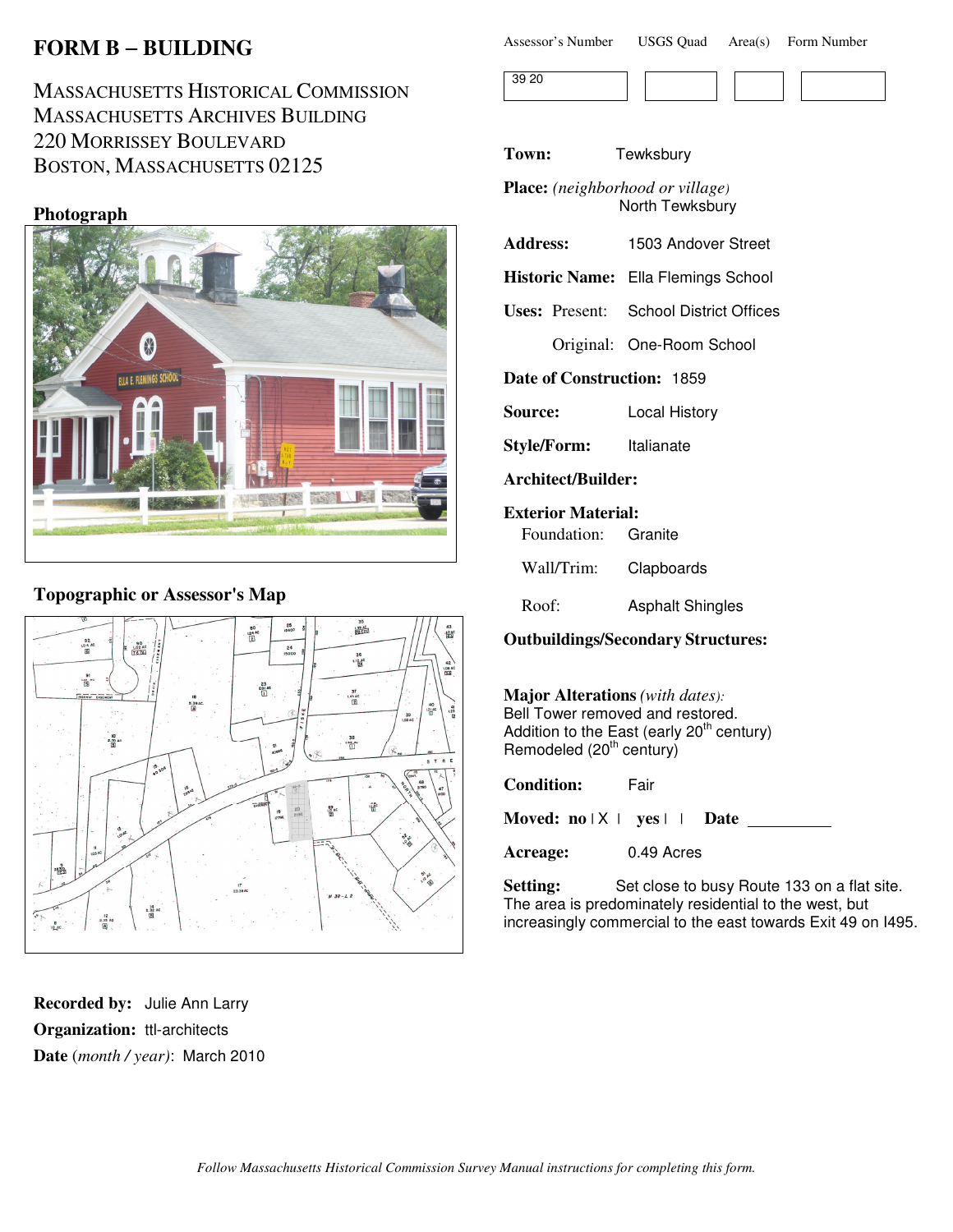# FORM B – BUILDING

MASSACHUSETTS HISTORICAL COMMISSION
MASSACHUSETTS ARCHIVES BUILDING
220 MORRISSEY BOULEVARD
BOSTON, MASSACHUSETTS 02125

| Assessor's Number | USGS Quad | Area(s) | Form Number |
|---|---|---|---|
| 39 20 | | | |

**Photograph**

**Topographic or Assessor's Map**

**Town:** Tewksbury

**Place:** *(neighborhood or village)* North Tewksbury

**Address:** 1503 Andover Street

**Historic Name:** Ella Flemings School

**Uses:** Present: School District Offices

Original: One-Room School

**Date of Construction:** 1859

**Source:** Local History

**Style/Form:** Italianate

**Architect/Builder:**

**Exterior Material:**

Foundation: Granite

Wall/Trim: Clapboards

Roof: Asphalt Shingles

**Outbuildings/Secondary Structures:**

**Major Alterations** *(with dates)*:
Bell Tower removed and restored.
Addition to the East (early 20th century)
Remodeled (20th century)

**Condition:** Fair

**Moved:** no | X | yes | | **Date** ________

**Acreage:** 0.49 Acres

**Setting:** Set close to busy Route 133 on a flat site. The area is predominately residential to the west, but increasingly commercial to the east towards Exit 49 on I495.

**Recorded by:** Julie Ann Larry

**Organization:** ttl-architects

**Date** (*month / year*): March 2010

*Follow Massachusetts Historical Commission Survey Manual instructions for completing this form.*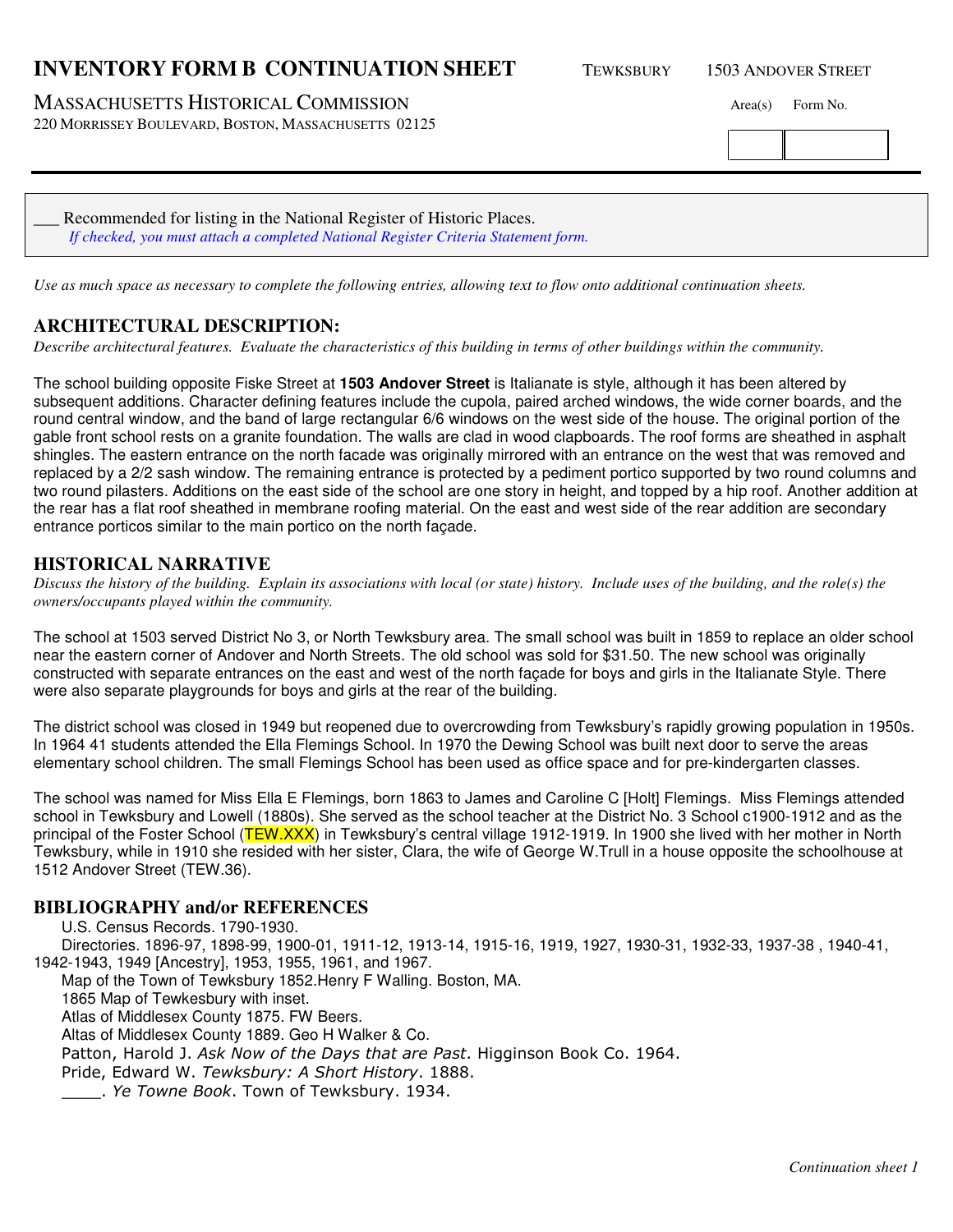# INVENTORY FORM B CONTINUATION SHEET

TEWKSBURY 1503 ANDOVER STREET

MASSACHUSETTS HISTORICAL COMMISSION
220 MORRISSEY BOULEVARD, BOSTON, MASSACHUSETTS 02125

Area(s) Form No.

___ Recommended for listing in the National Register of Historic Places.
*If checked, you must attach a completed National Register Criteria Statement form.*

*Use as much space as necessary to complete the following entries, allowing text to flow onto additional continuation sheets.*

## ARCHITECTURAL DESCRIPTION:

*Describe architectural features. Evaluate the characteristics of this building in terms of other buildings within the community.*

The school building opposite Fiske Street at **1503 Andover Street** is Italianate is style, although it has been altered by subsequent additions. Character defining features include the cupola, paired arched windows, the wide corner boards, and the round central window, and the band of large rectangular 6/6 windows on the west side of the house. The original portion of the gable front school rests on a granite foundation. The walls are clad in wood clapboards. The roof forms are sheathed in asphalt shingles. The eastern entrance on the north facade was originally mirrored with an entrance on the west that was removed and replaced by a 2/2 sash window. The remaining entrance is protected by a pediment portico supported by two round columns and two round pilasters. Additions on the east side of the school are one story in height, and topped by a hip roof. Another addition at the rear has a flat roof sheathed in membrane roofing material. On the east and west side of the rear addition are secondary entrance porticos similar to the main portico on the north façade.

## HISTORICAL NARRATIVE

*Discuss the history of the building. Explain its associations with local (or state) history. Include uses of the building, and the role(s) the owners/occupants played within the community.*

The school at 1503 served District No 3, or North Tewksbury area. The small school was built in 1859 to replace an older school near the eastern corner of Andover and North Streets. The old school was sold for $31.50. The new school was originally constructed with separate entrances on the east and west of the north façade for boys and girls in the Italianate Style. There were also separate playgrounds for boys and girls at the rear of the building.

The district school was closed in 1949 but reopened due to overcrowding from Tewksbury's rapidly growing population in 1950s. In 1964 41 students attended the Ella Flemings School. In 1970 the Dewing School was built next door to serve the areas elementary school children. The small Flemings School has been used as office space and for pre-kindergarten classes.

The school was named for Miss Ella E Flemings, born 1863 to James and Caroline C [Holt] Flemings. Miss Flemings attended school in Tewksbury and Lowell (1880s). She served as the school teacher at the District No. 3 School c1900-1912 and as the principal of the Foster School (TEW.XXX) in Tewksbury's central village 1912-1919. In 1900 she lived with her mother in North Tewksbury, while in 1910 she resided with her sister, Clara, the wife of George W.Trull in a house opposite the schoolhouse at 1512 Andover Street (TEW.36).

## BIBLIOGRAPHY and/or REFERENCES

U.S. Census Records. 1790-1930.
Directories. 1896-97, 1898-99, 1900-01, 1911-12, 1913-14, 1915-16, 1919, 1927, 1930-31, 1932-33, 1937-38 , 1940-41, 1942-1943, 1949 [Ancestry], 1953, 1955, 1961, and 1967.
Map of the Town of Tewksbury 1852.Henry F Walling. Boston, MA.
1865 Map of Tewkesbury with inset.
Altas of Middlesex County 1875. FW Beers.
Altas of Middlesex County 1889. Geo H Walker & Co.
Patton, Harold J. *Ask Now of the Days that are Past*. Higginson Book Co. 1964.
Pride, Edward W. *Tewksbury: A Short History*. 1888.
____. *Ye Towne Book*. Town of Tewksbury. 1934.

*Continuation sheet 1*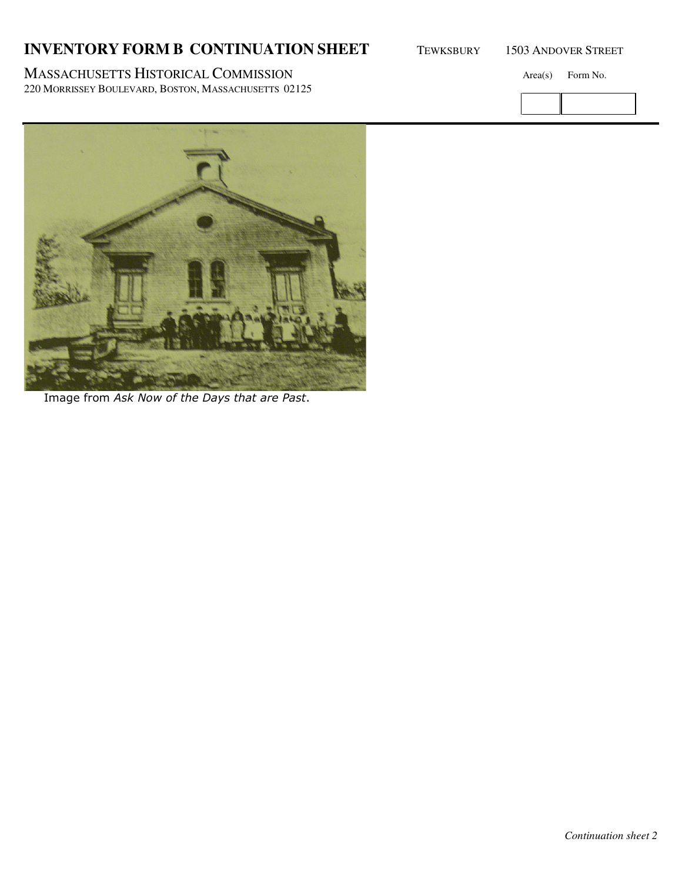Image from *Ask Now of the Days that are Past*.